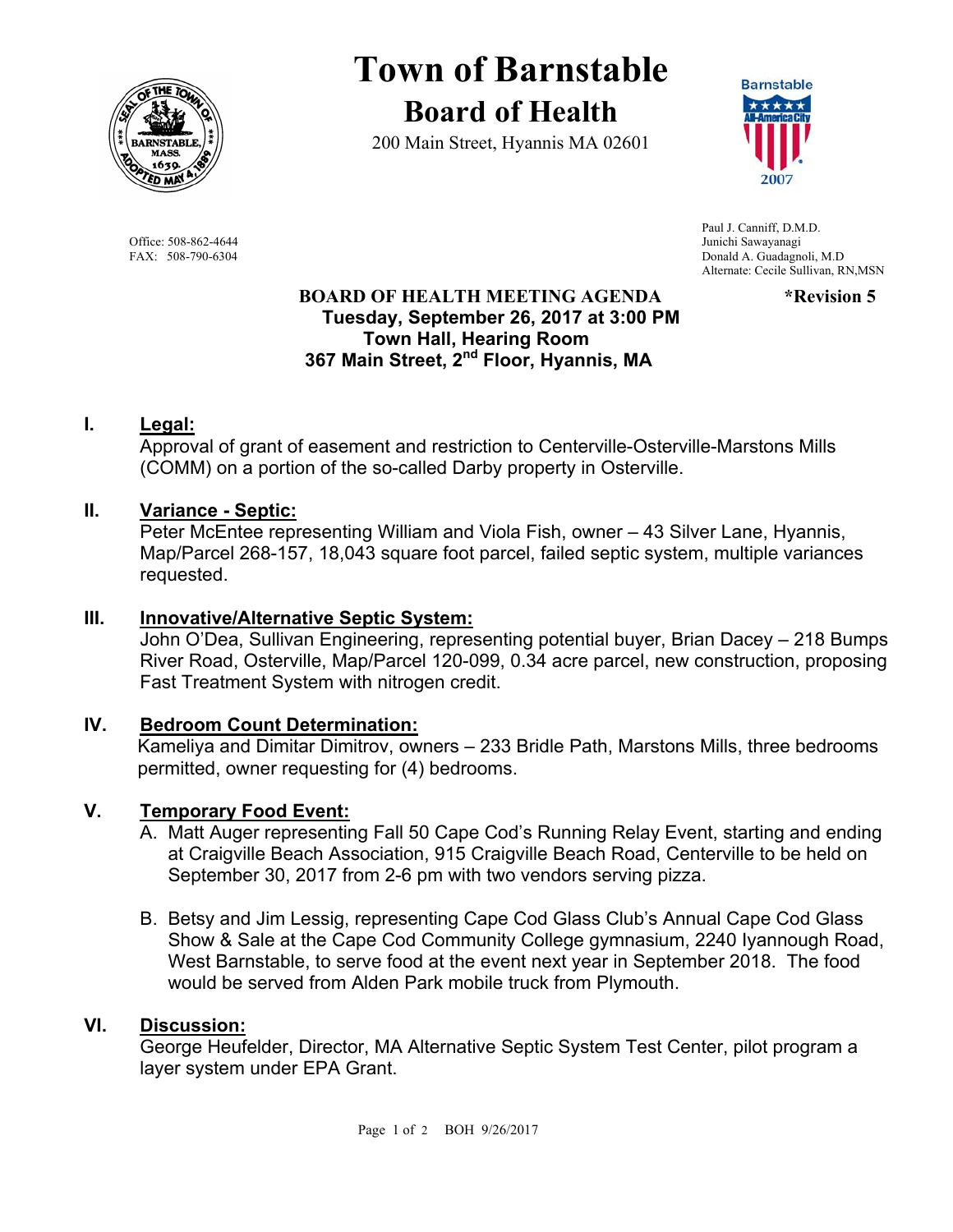# Town of Barnstable

## Board of Health

200 Main Street, Hyannis MA 02601

Office: 508-862-4644
FAX: 508-790-6304

Paul J. Canniff, D.M.D.
Junichi Sawayanagi
Donald A. Guadagnoli, M.D
Alternate: Cecile Sullivan, RN,MSN

**BOARD OF HEALTH MEETING AGENDA** **\*Revision 5**
**Tuesday, September 26, 2017 at 3:00 PM**
**Town Hall, Hearing Room**
**367 Main Street, 2nd Floor, Hyannis, MA**

**I. Legal:**
Approval of grant of easement and restriction to Centerville-Osterville-Marstons Mills (COMM) on a portion of the so-called Darby property in Osterville.

**II. Variance - Septic:**
Peter McEntee representing William and Viola Fish, owner – 43 Silver Lane, Hyannis, Map/Parcel 268-157, 18,043 square foot parcel, failed septic system, multiple variances requested.

**III. Innovative/Alternative Septic System:**
John O'Dea, Sullivan Engineering, representing potential buyer, Brian Dacey – 218 Bumps River Road, Osterville, Map/Parcel 120-099, 0.34 acre parcel, new construction, proposing Fast Treatment System with nitrogen credit.

**IV. Bedroom Count Determination:**
Kameliya and Dimitar Dimitrov, owners – 233 Bridle Path, Marstons Mills, three bedrooms permitted, owner requesting for (4) bedrooms.

**V. Temporary Food Event:**

A. Matt Auger representing Fall 50 Cape Cod's Running Relay Event, starting and ending at Craigville Beach Association, 915 Craigville Beach Road, Centerville to be held on September 30, 2017 from 2-6 pm with two vendors serving pizza.

B. Betsy and Jim Lessig, representing Cape Cod Glass Club's Annual Cape Cod Glass Show & Sale at the Cape Cod Community College gymnasium, 2240 Iyannough Road, West Barnstable, to serve food at the event next year in September 2018. The food would be served from Alden Park mobile truck from Plymouth.

**VI. Discussion:**
George Heufelder, Director, MA Alternative Septic System Test Center, pilot program a layer system under EPA Grant.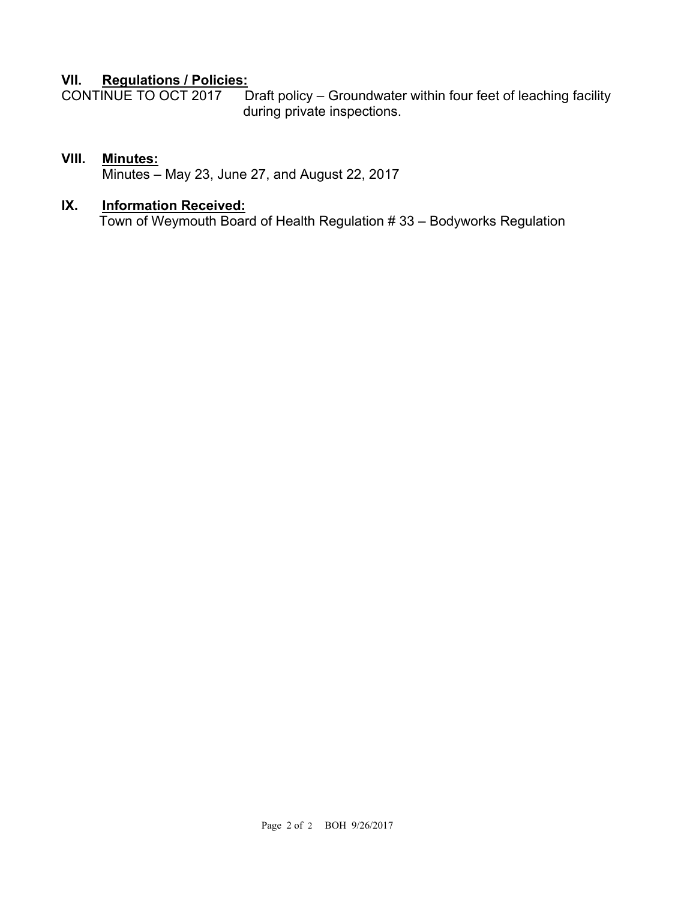## VII. Regulations / Policies:

CONTINUE TO OCT 2017 Draft policy – Groundwater within four feet of leaching facility during private inspections.

## VIII. Minutes:

Minutes – May 23, June 27, and August 22, 2017

## IX. Information Received:

Town of Weymouth Board of Health Regulation # 33 – Bodyworks Regulation